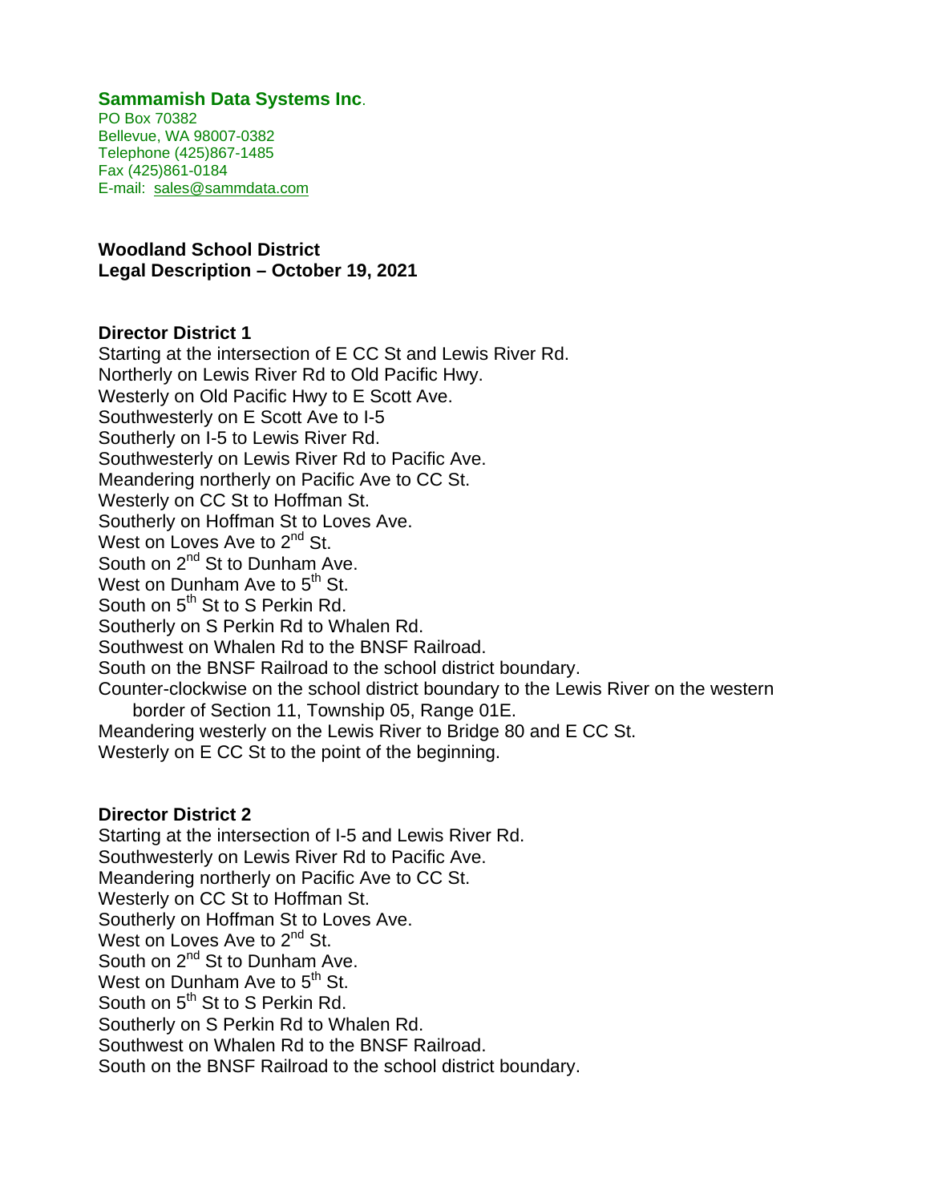**Sammamish Data Systems Inc**.
PO Box 70382
Bellevue, WA 98007-0382
Telephone (425)867-1485
Fax (425)861-0184
E-mail: sales@sammdata.com

**Woodland School District**
**Legal Description – October 19, 2021**

**Director District 1**

Starting at the intersection of E CC St and Lewis River Rd.
Northerly on Lewis River Rd to Old Pacific Hwy.
Westerly on Old Pacific Hwy to E Scott Ave.
Southwesterly on E Scott Ave to I-5
Southerly on I-5 to Lewis River Rd.
Southwesterly on Lewis River Rd to Pacific Ave.
Meandering northerly on Pacific Ave to CC St.
Westerly on CC St to Hoffman St.
Southerly on Hoffman St to Loves Ave.
West on Loves Ave to 2nd St.
South on 2nd St to Dunham Ave.
West on Dunham Ave to 5th St.
South on 5th St to S Perkin Rd.
Southerly on S Perkin Rd to Whalen Rd.
Southwest on Whalen Rd to the BNSF Railroad.
South on the BNSF Railroad to the school district boundary.
Counter-clockwise on the school district boundary to the Lewis River on the western border of Section 11, Township 05, Range 01E.
Meandering westerly on the Lewis River to Bridge 80 and E CC St.
Westerly on E CC St to the point of the beginning.

**Director District 2**

Starting at the intersection of I-5 and Lewis River Rd.
Southwesterly on Lewis River Rd to Pacific Ave.
Meandering northerly on Pacific Ave to CC St.
Westerly on CC St to Hoffman St.
Southerly on Hoffman St to Loves Ave.
West on Loves Ave to 2nd St.
South on 2nd St to Dunham Ave.
West on Dunham Ave to 5th St.
South on 5th St to S Perkin Rd.
Southerly on S Perkin Rd to Whalen Rd.
Southwest on Whalen Rd to the BNSF Railroad.
South on the BNSF Railroad to the school district boundary.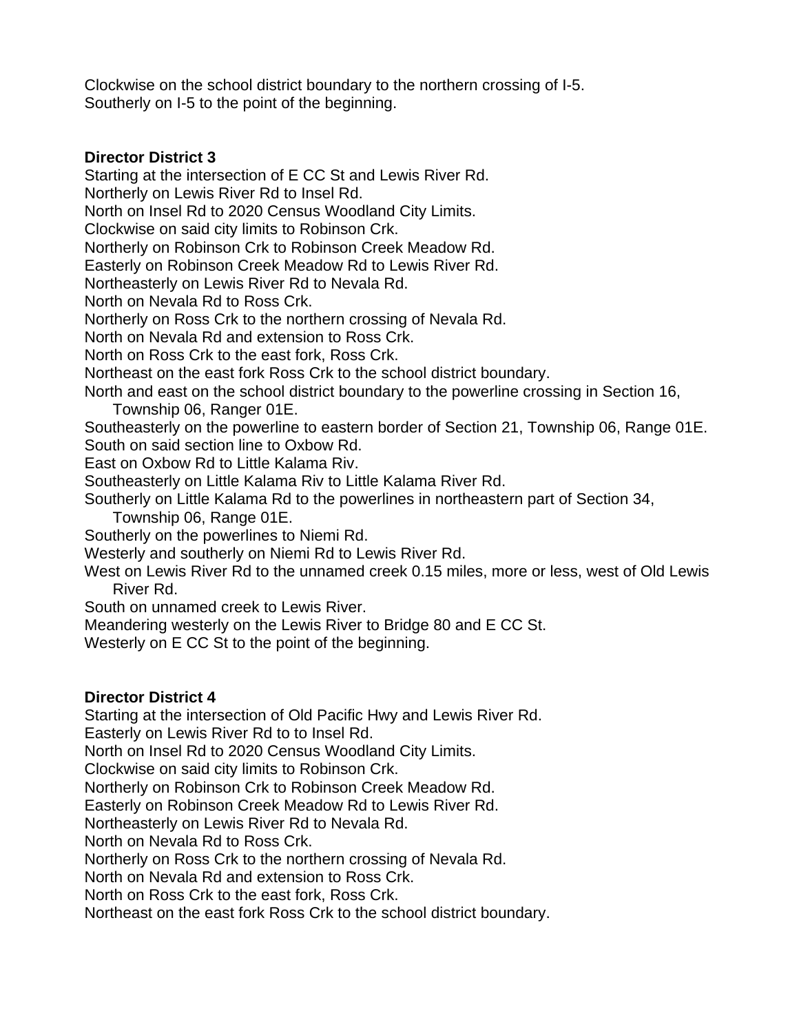Clockwise on the school district boundary to the northern crossing of I-5.
Southerly on I-5 to the point of the beginning.

**Director District 3**

Starting at the intersection of E CC St and Lewis River Rd.
Northerly on Lewis River Rd to Insel Rd.
North on Insel Rd to 2020 Census Woodland City Limits.
Clockwise on said city limits to Robinson Crk.
Northerly on Robinson Crk to Robinson Creek Meadow Rd.
Easterly on Robinson Creek Meadow Rd to Lewis River Rd.
Northeasterly on Lewis River Rd to Nevala Rd.
North on Nevala Rd to Ross Crk.
Northerly on Ross Crk to the northern crossing of Nevala Rd.
North on Nevala Rd and extension to Ross Crk.
North on Ross Crk to the east fork, Ross Crk.
Northeast on the east fork Ross Crk to the school district boundary.
North and east on the school district boundary to the powerline crossing in Section 16, Township 06, Ranger 01E.
Southeasterly on the powerline to eastern border of Section 21, Township 06, Range 01E.
South on said section line to Oxbow Rd.
East on Oxbow Rd to Little Kalama Riv.
Southeasterly on Little Kalama Riv to Little Kalama River Rd.
Southerly on Little Kalama Rd to the powerlines in northeastern part of Section 34, Township 06, Range 01E.
Southerly on the powerlines to Niemi Rd.
Westerly and southerly on Niemi Rd to Lewis River Rd.
West on Lewis River Rd to the unnamed creek 0.15 miles, more or less, west of Old Lewis River Rd.
South on unnamed creek to Lewis River.
Meandering westerly on the Lewis River to Bridge 80 and E CC St.
Westerly on E CC St to the point of the beginning.

**Director District 4**

Starting at the intersection of Old Pacific Hwy and Lewis River Rd.
Easterly on Lewis River Rd to to Insel Rd.
North on Insel Rd to 2020 Census Woodland City Limits.
Clockwise on said city limits to Robinson Crk.
Northerly on Robinson Crk to Robinson Creek Meadow Rd.
Easterly on Robinson Creek Meadow Rd to Lewis River Rd.
Northeasterly on Lewis River Rd to Nevala Rd.
North on Nevala Rd to Ross Crk.
Northerly on Ross Crk to the northern crossing of Nevala Rd.
North on Nevala Rd and extension to Ross Crk.
North on Ross Crk to the east fork, Ross Crk.
Northeast on the east fork Ross Crk to the school district boundary.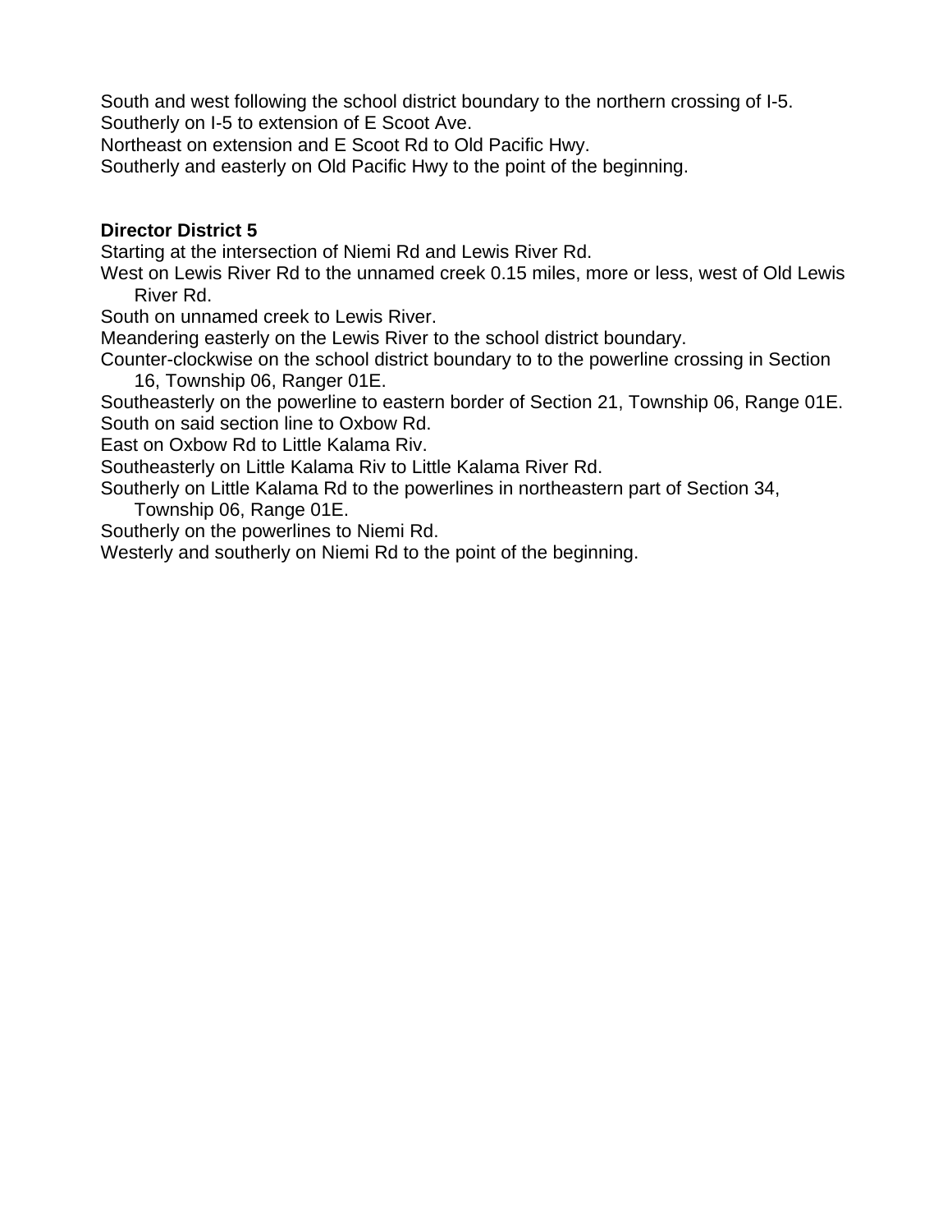South and west following the school district boundary to the northern crossing of I-5.
Southerly on I-5 to extension of E Scoot Ave.
Northeast on extension and E Scoot Rd to Old Pacific Hwy.
Southerly and easterly on Old Pacific Hwy to the point of the beginning.

**Director District 5**

Starting at the intersection of Niemi Rd and Lewis River Rd.
West on Lewis River Rd to the unnamed creek 0.15 miles, more or less, west of Old Lewis River Rd.
South on unnamed creek to Lewis River.
Meandering easterly on the Lewis River to the school district boundary.
Counter-clockwise on the school district boundary to to the powerline crossing in Section 16, Township 06, Ranger 01E.
Southeasterly on the powerline to eastern border of Section 21, Township 06, Range 01E.
South on said section line to Oxbow Rd.
East on Oxbow Rd to Little Kalama Riv.
Southeasterly on Little Kalama Riv to Little Kalama River Rd.
Southerly on Little Kalama Rd to the powerlines in northeastern part of Section 34, Township 06, Range 01E.
Southerly on the powerlines to Niemi Rd.
Westerly and southerly on Niemi Rd to the point of the beginning.